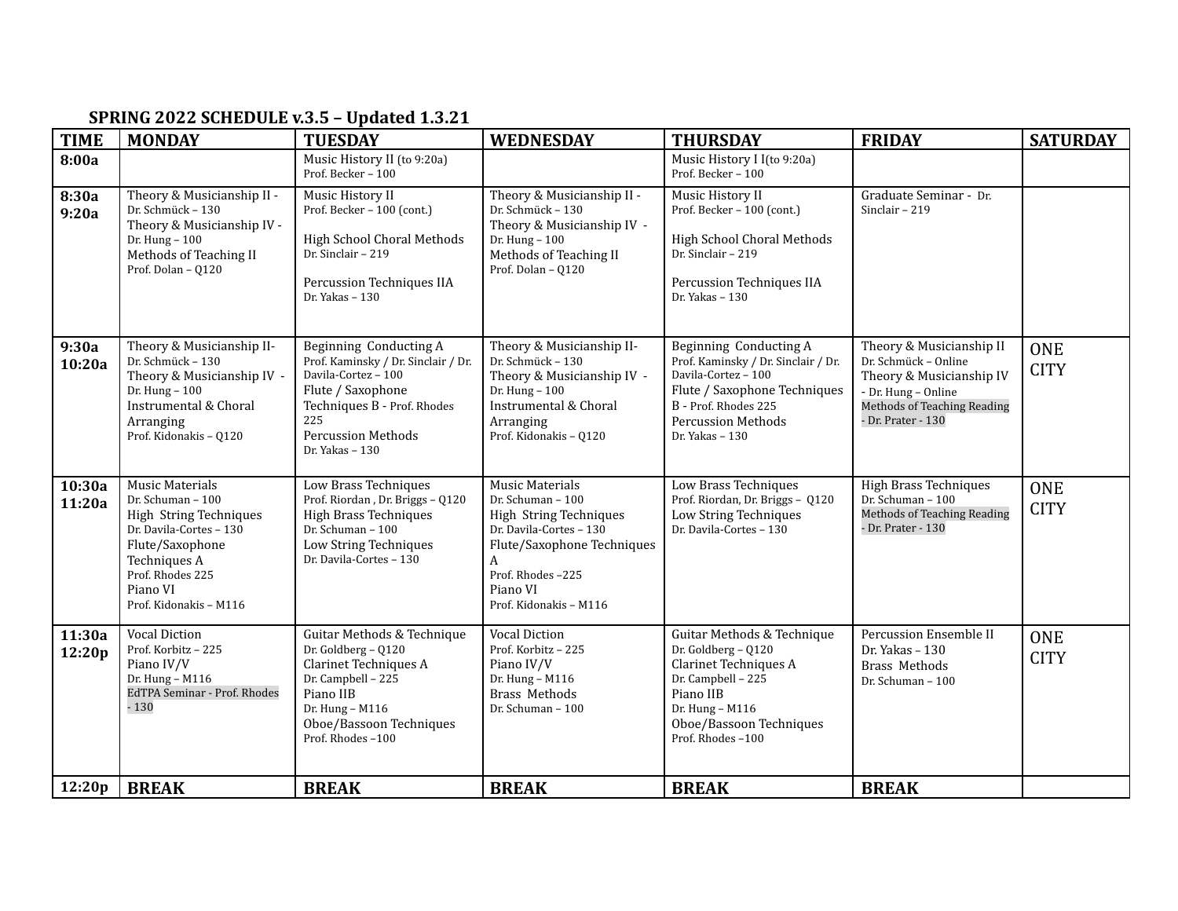## SPRING 2022 SCHEDULE v.3.5 – Updated 1.3.21

| TIME | MONDAY | TUESDAY | WEDNESDAY | THURSDAY | FRIDAY | SATURDAY |
|---|---|---|---|---|---|---|
| **8:00a** | | Music History II (to 9:20a)<br>Prof. Becker – 100 | | Music History I I(to 9:20a)<br>Prof. Becker – 100 | | |
| **8:30a 9:20a** | Theory & Musicianship II - Dr. Schmück – 130<br>Theory & Musicianship IV - Dr. Hung – 100<br>Methods of Teaching II Prof. Dolan – Q120 | Music History II Prof. Becker – 100 (cont.)<br><br>High School Choral Methods Dr. Sinclair – 219<br><br>Percussion Techniques IIA Dr. Yakas – 130 | Theory & Musicianship II - Dr. Schmück – 130<br>Theory & Musicianship IV - Dr. Hung – 100<br>Methods of Teaching II Prof. Dolan – Q120 | Music History II Prof. Becker – 100 (cont.)<br><br>High School Choral Methods Dr. Sinclair – 219<br><br>Percussion Techniques IIA Dr. Yakas – 130 | Graduate Seminar - Dr. Sinclair – 219 | |
| **9:30a 10:20a** | Theory & Musicianship II- Dr. Schmück – 130<br>Theory & Musicianship IV - Dr. Hung – 100<br>Instrumental & Choral Arranging Prof. Kidonakis – Q120 | Beginning Conducting A Prof. Kaminsky / Dr. Sinclair / Dr. Davila-Cortez – 100<br>Flute / Saxophone Techniques B - Prof. Rhodes 225<br>Percussion Methods Dr. Yakas – 130 | Theory & Musicianship II- Dr. Schmück – 130<br>Theory & Musicianship IV - Dr. Hung – 100<br>Instrumental & Choral Arranging Prof. Kidonakis – Q120 | Beginning Conducting A Prof. Kaminsky / Dr. Sinclair / Dr. Davila-Cortez – 100<br>Flute / Saxophone Techniques B - Prof. Rhodes 225<br>Percussion Methods Dr. Yakas – 130 | Theory & Musicianship II Dr. Schmück – Online<br>Theory & Musicianship IV - Dr. Hung – Online<br>Methods of Teaching Reading - Dr. Prater - 130 | ONE CITY |
| **10:30a 11:20a** | Music Materials Dr. Schuman – 100<br>High String Techniques Dr. Davila-Cortes – 130<br>Flute/Saxophone Techniques A Prof. Rhodes 225<br>Piano VI Prof. Kidonakis – M116 | Low Brass Techniques Prof. Riordan , Dr. Briggs – Q120<br>High Brass Techniques Dr. Schuman – 100<br>Low String Techniques Dr. Davila-Cortes – 130 | Music Materials Dr. Schuman – 100<br>High String Techniques Dr. Davila-Cortes – 130<br>Flute/Saxophone Techniques A Prof. Rhodes –225<br>Piano VI Prof. Kidonakis – M116 | Low Brass Techniques Prof. Riordan, Dr. Briggs – Q120<br>Low String Techniques Dr. Davila-Cortes – 130 | High Brass Techniques Dr. Schuman – 100<br>Methods of Teaching Reading - Dr. Prater - 130 | ONE CITY |
| **11:30a 12:20p** | Vocal Diction Prof. Korbitz – 225<br>Piano IV/V Dr. Hung – M116<br>EdTPA Seminar - Prof. Rhodes - 130 | Guitar Methods & Technique Dr. Goldberg – Q120<br>Clarinet Techniques A Dr. Campbell – 225<br>Piano IIB Dr. Hung – M116<br>Oboe/Bassoon Techniques Prof. Rhodes –100 | Vocal Diction Prof. Korbitz – 225<br>Piano IV/V Dr. Hung – M116<br>Brass Methods Dr. Schuman – 100 | Guitar Methods & Technique Dr. Goldberg – Q120<br>Clarinet Techniques A Dr. Campbell – 225<br>Piano IIB Dr. Hung – M116<br>Oboe/Bassoon Techniques Prof. Rhodes –100 | Percussion Ensemble II Dr. Yakas – 130<br>Brass Methods Dr. Schuman – 100 | ONE CITY |
| **12:20p** | **BREAK** | **BREAK** | **BREAK** | **BREAK** | **BREAK** | |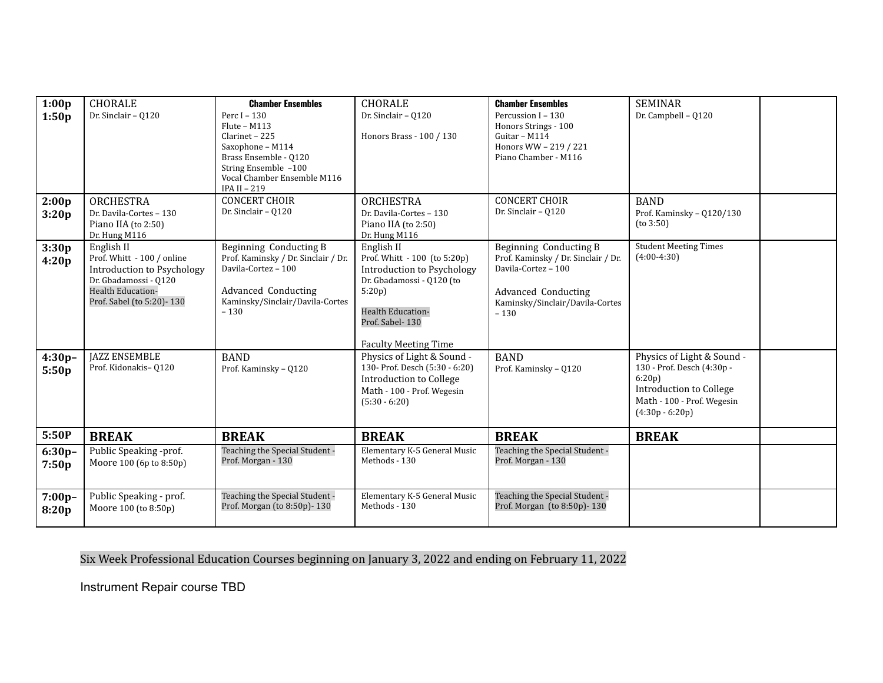| | | | | | | |
|---|---|---|---|---|---|---|
| **1:00p 1:50p** | CHORALE Dr. Sinclair – Q120 | **Chamber Ensembles** Perc I – 130 Flute – M113 Clarinet – 225 Saxophone – M114 Brass Ensemble - Q120 String Ensemble –100 Vocal Chamber Ensemble M116 IPA II – 219 | CHORALE Dr. Sinclair – Q120 Honors Brass - 100 / 130 | **Chamber Ensembles** Percussion I – 130 Honors Strings - 100 Guitar – M114 Honors WW – 219 / 221 Piano Chamber - M116 | SEMINAR Dr. Campbell – Q120 | |
| **2:00p 3:20p** | ORCHESTRA Dr. Davila-Cortes – 130 Piano IIA (to 2:50) Dr. Hung M116 | CONCERT CHOIR Dr. Sinclair – Q120 | ORCHESTRA Dr. Davila-Cortes – 130 Piano IIA (to 2:50) Dr. Hung M116 | CONCERT CHOIR Dr. Sinclair – Q120 | BAND Prof. Kaminsky – Q120/130 (to 3:50) | |
| **3:30p 4:20p** | English II Prof. Whitt - 100 / online Introduction to Psychology Dr. Gbadamossi - Q120 Health Education- Prof. Sabel (to 5:20)- 130 | Beginning Conducting B Prof. Kaminsky / Dr. Sinclair / Dr. Davila-Cortez – 100 Advanced Conducting Kaminsky/Sinclair/Davila-Cortes – 130 | English II Prof. Whitt - 100 (to 5:20p) Introduction to Psychology Dr. Gbadamossi - Q120 (to 5:20p) Health Education- Prof. Sabel- 130 Faculty Meeting Time | Beginning Conducting B Prof. Kaminsky / Dr. Sinclair / Dr. Davila-Cortez – 100 Advanced Conducting Kaminsky/Sinclair/Davila-Cortes – 130 | Student Meeting Times (4:00-4:30) | |
| **4:30p– 5:50p** | JAZZ ENSEMBLE Prof. Kidonakis– Q120 | BAND Prof. Kaminsky – Q120 | Physics of Light & Sound - 130- Prof. Desch (5:30 - 6:20) Introduction to College Math - 100 - Prof. Wegesin (5:30 - 6:20) | BAND Prof. Kaminsky – Q120 | Physics of Light & Sound - 130 - Prof. Desch (4:30p - 6:20p) Introduction to College Math - 100 - Prof. Wegesin (4:30p - 6:20p) | |
| **5:50P** | **BREAK** | **BREAK** | **BREAK** | **BREAK** | **BREAK** | |
| **6:30p– 7:50p** | Public Speaking -prof. Moore 100 (6p to 8:50p) | Teaching the Special Student - Prof. Morgan - 130 | Elementary K-5 General Music Methods - 130 | Teaching the Special Student - Prof. Morgan - 130 | | |
| **7:00p– 8:20p** | Public Speaking - prof. Moore 100 (to 8:50p) | Teaching the Special Student - Prof. Morgan (to 8:50p)- 130 | Elementary K-5 General Music Methods - 130 | Teaching the Special Student - Prof. Morgan (to 8:50p)- 130 | | |

Six Week Professional Education Courses beginning on January 3, 2022 and ending on February 11, 2022

Instrument Repair course TBD